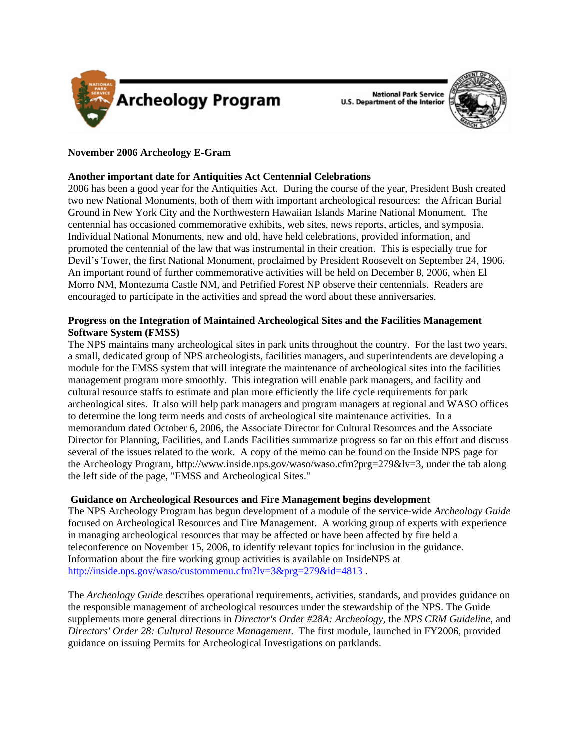# Archeology Program

National Park Service
U.S. Department of the Interior

**November 2006 Archeology E-Gram**

**Another important date for Antiquities Act Centennial Celebrations**

2006 has been a good year for the Antiquities Act. During the course of the year, President Bush created two new National Monuments, both of them with important archeological resources: the African Burial Ground in New York City and the Northwestern Hawaiian Islands Marine National Monument. The centennial has occasioned commemorative exhibits, web sites, news reports, articles, and symposia. Individual National Monuments, new and old, have held celebrations, provided information, and promoted the centennial of the law that was instrumental in their creation. This is especially true for Devil's Tower, the first National Monument, proclaimed by President Roosevelt on September 24, 1906. An important round of further commemorative activities will be held on December 8, 2006, when El Morro NM, Montezuma Castle NM, and Petrified Forest NP observe their centennials. Readers are encouraged to participate in the activities and spread the word about these anniversaries.

**Progress on the Integration of Maintained Archeological Sites and the Facilities Management Software System (FMSS)**

The NPS maintains many archeological sites in park units throughout the country. For the last two years, a small, dedicated group of NPS archeologists, facilities managers, and superintendents are developing a module for the FMSS system that will integrate the maintenance of archeological sites into the facilities management program more smoothly. This integration will enable park managers, and facility and cultural resource staffs to estimate and plan more efficiently the life cycle requirements for park archeological sites. It also will help park managers and program managers at regional and WASO offices to determine the long term needs and costs of archeological site maintenance activities. In a memorandum dated October 6, 2006, the Associate Director for Cultural Resources and the Associate Director for Planning, Facilities, and Lands Facilities summarize progress so far on this effort and discuss several of the issues related to the work. A copy of the memo can be found on the Inside NPS page for the Archeology Program, http://www.inside.nps.gov/waso/waso.cfm?prg=279&lv=3, under the tab along the left side of the page, "FMSS and Archeological Sites."

**Guidance on Archeological Resources and Fire Management begins development**

The NPS Archeology Program has begun development of a module of the service-wide *Archeology Guide* focused on Archeological Resources and Fire Management. A working group of experts with experience in managing archeological resources that may be affected or have been affected by fire held a teleconference on November 15, 2006, to identify relevant topics for inclusion in the guidance. Information about the fire working group activities is available on InsideNPS at http://inside.nps.gov/waso/custommenu.cfm?lv=3&prg=279&id=4813 .

The *Archeology Guide* describes operational requirements, activities, standards, and provides guidance on the responsible management of archeological resources under the stewardship of the NPS. The Guide supplements more general directions in *Director's Order #28A: Archeology*, the *NPS CRM Guideline*, and *Directors' Order 28: Cultural Resource Management*. The first module, launched in FY2006, provided guidance on issuing Permits for Archeological Investigations on parklands.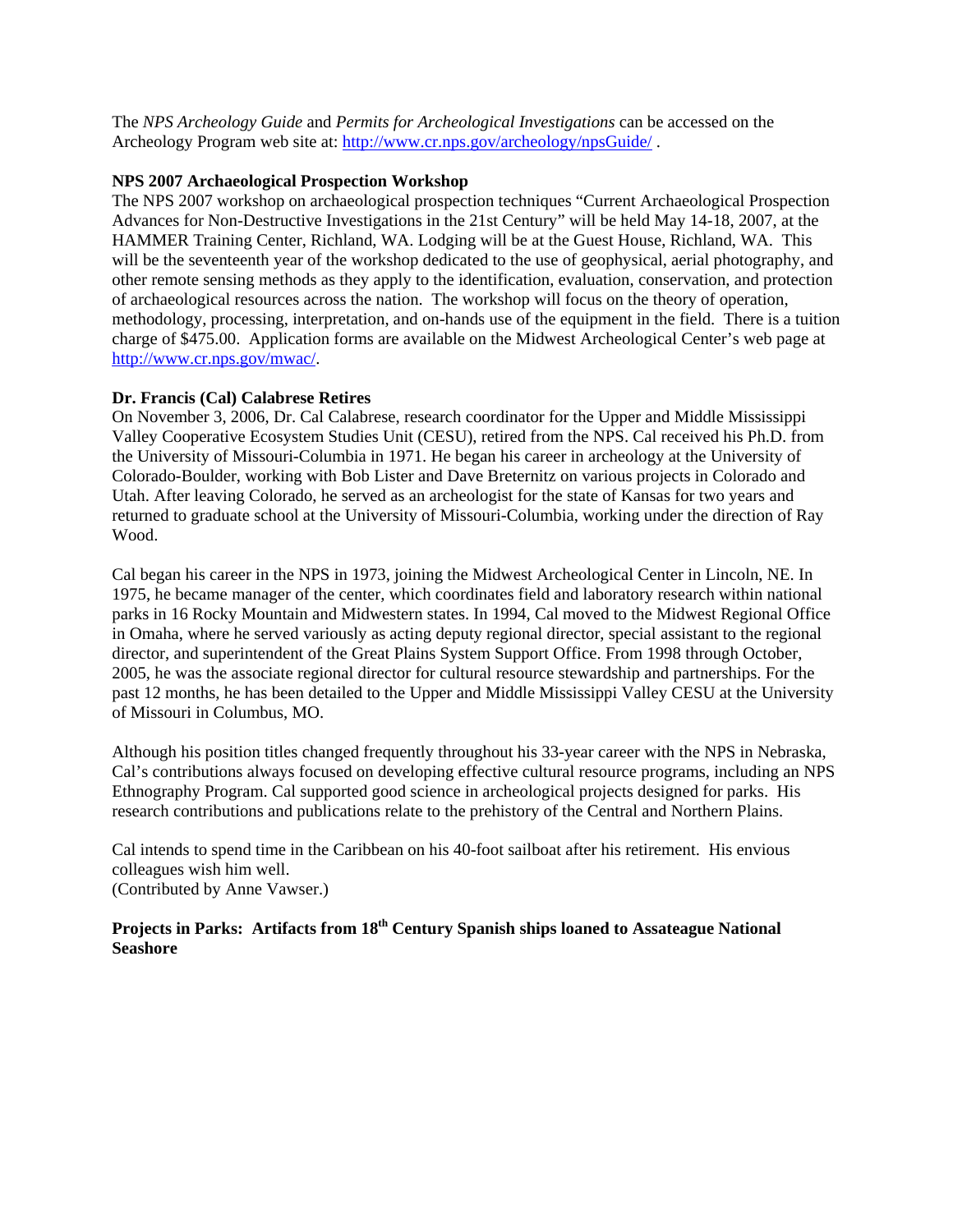The *NPS Archeology Guide* and *Permits for Archeological Investigations* can be accessed on the Archeology Program web site at: http://www.cr.nps.gov/archeology/npsGuide/ .

**NPS 2007 Archaeological Prospection Workshop**

The NPS 2007 workshop on archaeological prospection techniques "Current Archaeological Prospection Advances for Non-Destructive Investigations in the 21st Century" will be held May 14-18, 2007, at the HAMMER Training Center, Richland, WA. Lodging will be at the Guest House, Richland, WA. This will be the seventeenth year of the workshop dedicated to the use of geophysical, aerial photography, and other remote sensing methods as they apply to the identification, evaluation, conservation, and protection of archaeological resources across the nation. The workshop will focus on the theory of operation, methodology, processing, interpretation, and on-hands use of the equipment in the field. There is a tuition charge of $475.00. Application forms are available on the Midwest Archeological Center's web page at http://www.cr.nps.gov/mwac/.

**Dr. Francis (Cal) Calabrese Retires**

On November 3, 2006, Dr. Cal Calabrese, research coordinator for the Upper and Middle Mississippi Valley Cooperative Ecosystem Studies Unit (CESU), retired from the NPS. Cal received his Ph.D. from the University of Missouri-Columbia in 1971. He began his career in archeology at the University of Colorado-Boulder, working with Bob Lister and Dave Breternitz on various projects in Colorado and Utah. After leaving Colorado, he served as an archeologist for the state of Kansas for two years and returned to graduate school at the University of Missouri-Columbia, working under the direction of Ray Wood.

Cal began his career in the NPS in 1973, joining the Midwest Archeological Center in Lincoln, NE. In 1975, he became manager of the center, which coordinates field and laboratory research within national parks in 16 Rocky Mountain and Midwestern states. In 1994, Cal moved to the Midwest Regional Office in Omaha, where he served variously as acting deputy regional director, special assistant to the regional director, and superintendent of the Great Plains System Support Office. From 1998 through October, 2005, he was the associate regional director for cultural resource stewardship and partnerships. For the past 12 months, he has been detailed to the Upper and Middle Mississippi Valley CESU at the University of Missouri in Columbus, MO.

Although his position titles changed frequently throughout his 33-year career with the NPS in Nebraska, Cal's contributions always focused on developing effective cultural resource programs, including an NPS Ethnography Program. Cal supported good science in archeological projects designed for parks. His research contributions and publications relate to the prehistory of the Central and Northern Plains.

Cal intends to spend time in the Caribbean on his 40-foot sailboat after his retirement. His envious colleagues wish him well.
(Contributed by Anne Vawser.)

**Projects in Parks: Artifacts from 18th Century Spanish ships loaned to Assateague National Seashore**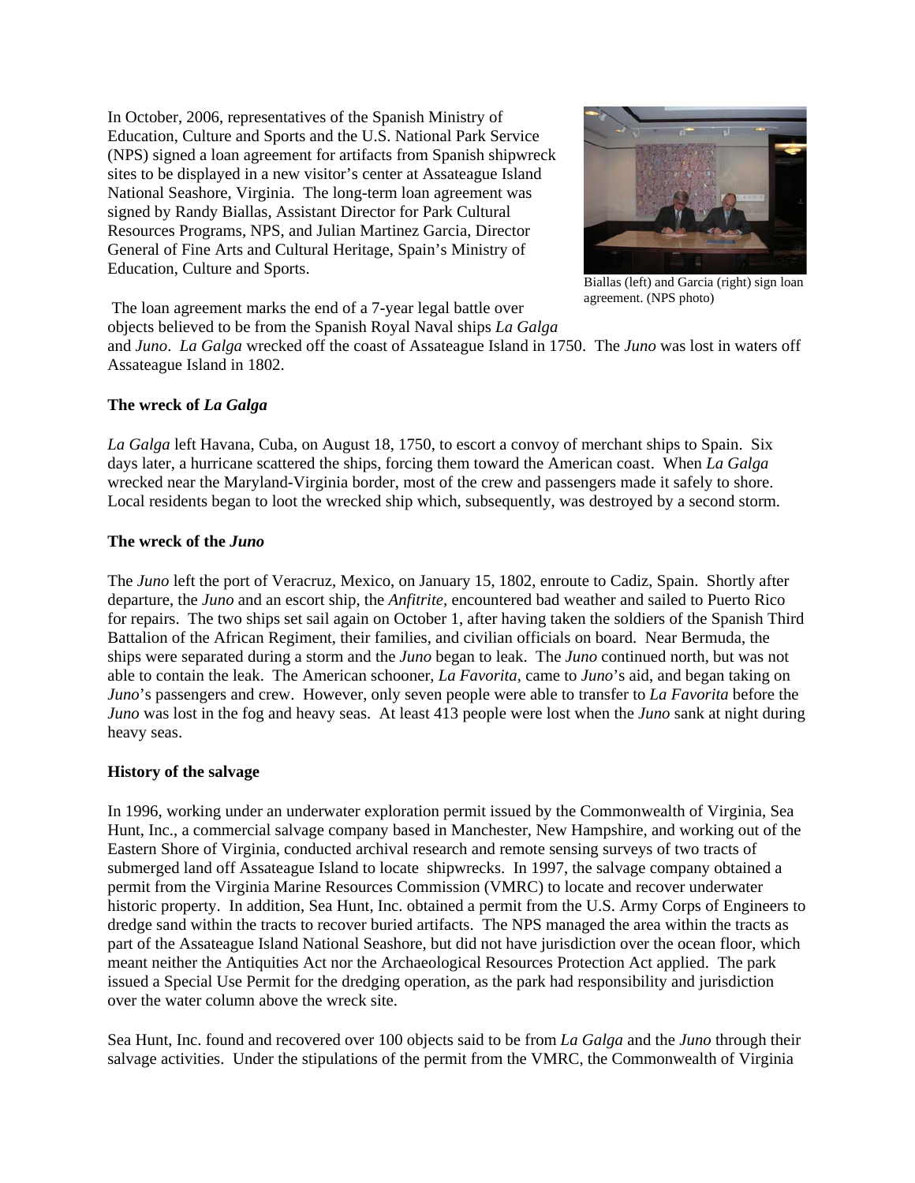In October, 2006, representatives of the Spanish Ministry of Education, Culture and Sports and the U.S. National Park Service (NPS) signed a loan agreement for artifacts from Spanish shipwreck sites to be displayed in a new visitor's center at Assateague Island National Seashore, Virginia. The long-term loan agreement was signed by Randy Biallas, Assistant Director for Park Cultural Resources Programs, NPS, and Julian Martinez Garcia, Director General of Fine Arts and Cultural Heritage, Spain's Ministry of Education, Culture and Sports.

Biallas (left) and Garcia (right) sign loan agreement. (NPS photo)

The loan agreement marks the end of a 7-year legal battle over objects believed to be from the Spanish Royal Naval ships *La Galga* and *Juno*. *La Galga* wrecked off the coast of Assateague Island in 1750. The *Juno* was lost in waters off Assateague Island in 1802.

**The wreck of *La Galga***

*La Galga* left Havana, Cuba, on August 18, 1750, to escort a convoy of merchant ships to Spain. Six days later, a hurricane scattered the ships, forcing them toward the American coast. When *La Galga* wrecked near the Maryland-Virginia border, most of the crew and passengers made it safely to shore. Local residents began to loot the wrecked ship which, subsequently, was destroyed by a second storm.

**The wreck of the *Juno***

The *Juno* left the port of Veracruz, Mexico, on January 15, 1802, enroute to Cadiz, Spain. Shortly after departure, the *Juno* and an escort ship, the *Anfitrite*, encountered bad weather and sailed to Puerto Rico for repairs. The two ships set sail again on October 1, after having taken the soldiers of the Spanish Third Battalion of the African Regiment, their families, and civilian officials on board. Near Bermuda, the ships were separated during a storm and the *Juno* began to leak. The *Juno* continued north, but was not able to contain the leak. The American schooner, *La Favorita*, came to *Juno*'s aid, and began taking on *Juno*'s passengers and crew. However, only seven people were able to transfer to *La Favorita* before the *Juno* was lost in the fog and heavy seas. At least 413 people were lost when the *Juno* sank at night during heavy seas.

**History of the salvage**

In 1996, working under an underwater exploration permit issued by the Commonwealth of Virginia, Sea Hunt, Inc., a commercial salvage company based in Manchester, New Hampshire, and working out of the Eastern Shore of Virginia, conducted archival research and remote sensing surveys of two tracts of submerged land off Assateague Island to locate shipwrecks. In 1997, the salvage company obtained a permit from the Virginia Marine Resources Commission (VMRC) to locate and recover underwater historic property. In addition, Sea Hunt, Inc. obtained a permit from the U.S. Army Corps of Engineers to dredge sand within the tracts to recover buried artifacts. The NPS managed the area within the tracts as part of the Assateague Island National Seashore, but did not have jurisdiction over the ocean floor, which meant neither the Antiquities Act nor the Archaeological Resources Protection Act applied. The park issued a Special Use Permit for the dredging operation, as the park had responsibility and jurisdiction over the water column above the wreck site.

Sea Hunt, Inc. found and recovered over 100 objects said to be from *La Galga* and the *Juno* through their salvage activities. Under the stipulations of the permit from the VMRC, the Commonwealth of Virginia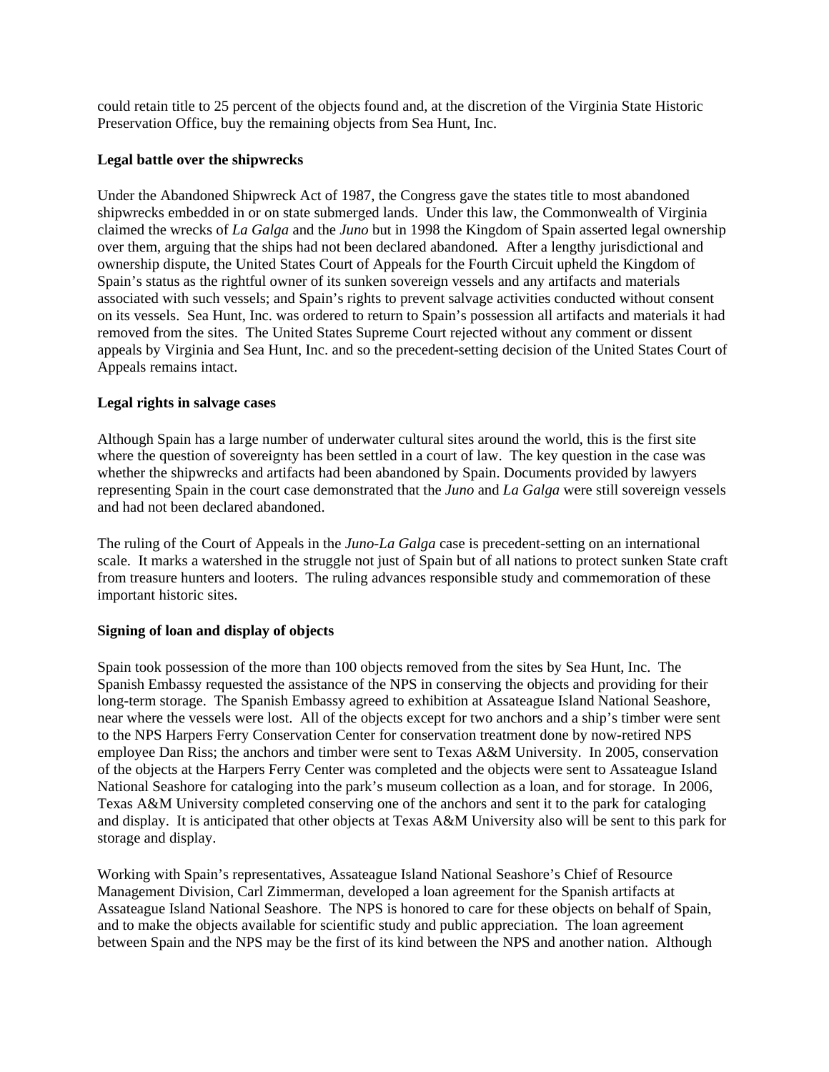could retain title to 25 percent of the objects found and, at the discretion of the Virginia State Historic Preservation Office, buy the remaining objects from Sea Hunt, Inc.

**Legal battle over the shipwrecks**

Under the Abandoned Shipwreck Act of 1987, the Congress gave the states title to most abandoned shipwrecks embedded in or on state submerged lands. Under this law, the Commonwealth of Virginia claimed the wrecks of *La Galga* and the *Juno* but in 1998 the Kingdom of Spain asserted legal ownership over them, arguing that the ships had not been declared abandoned. After a lengthy jurisdictional and ownership dispute, the United States Court of Appeals for the Fourth Circuit upheld the Kingdom of Spain's status as the rightful owner of its sunken sovereign vessels and any artifacts and materials associated with such vessels; and Spain's rights to prevent salvage activities conducted without consent on its vessels. Sea Hunt, Inc. was ordered to return to Spain's possession all artifacts and materials it had removed from the sites. The United States Supreme Court rejected without any comment or dissent appeals by Virginia and Sea Hunt, Inc. and so the precedent-setting decision of the United States Court of Appeals remains intact.

**Legal rights in salvage cases**

Although Spain has a large number of underwater cultural sites around the world, this is the first site where the question of sovereignty has been settled in a court of law. The key question in the case was whether the shipwrecks and artifacts had been abandoned by Spain. Documents provided by lawyers representing Spain in the court case demonstrated that the *Juno* and *La Galga* were still sovereign vessels and had not been declared abandoned.

The ruling of the Court of Appeals in the *Juno-La Galga* case is precedent-setting on an international scale. It marks a watershed in the struggle not just of Spain but of all nations to protect sunken State craft from treasure hunters and looters. The ruling advances responsible study and commemoration of these important historic sites.

**Signing of loan and display of objects**

Spain took possession of the more than 100 objects removed from the sites by Sea Hunt, Inc. The Spanish Embassy requested the assistance of the NPS in conserving the objects and providing for their long-term storage. The Spanish Embassy agreed to exhibition at Assateague Island National Seashore, near where the vessels were lost. All of the objects except for two anchors and a ship's timber were sent to the NPS Harpers Ferry Conservation Center for conservation treatment done by now-retired NPS employee Dan Riss; the anchors and timber were sent to Texas A&M University. In 2005, conservation of the objects at the Harpers Ferry Center was completed and the objects were sent to Assateague Island National Seashore for cataloging into the park's museum collection as a loan, and for storage. In 2006, Texas A&M University completed conserving one of the anchors and sent it to the park for cataloging and display. It is anticipated that other objects at Texas A&M University also will be sent to this park for storage and display.

Working with Spain's representatives, Assateague Island National Seashore's Chief of Resource Management Division, Carl Zimmerman, developed a loan agreement for the Spanish artifacts at Assateague Island National Seashore. The NPS is honored to care for these objects on behalf of Spain, and to make the objects available for scientific study and public appreciation. The loan agreement between Spain and the NPS may be the first of its kind between the NPS and another nation. Although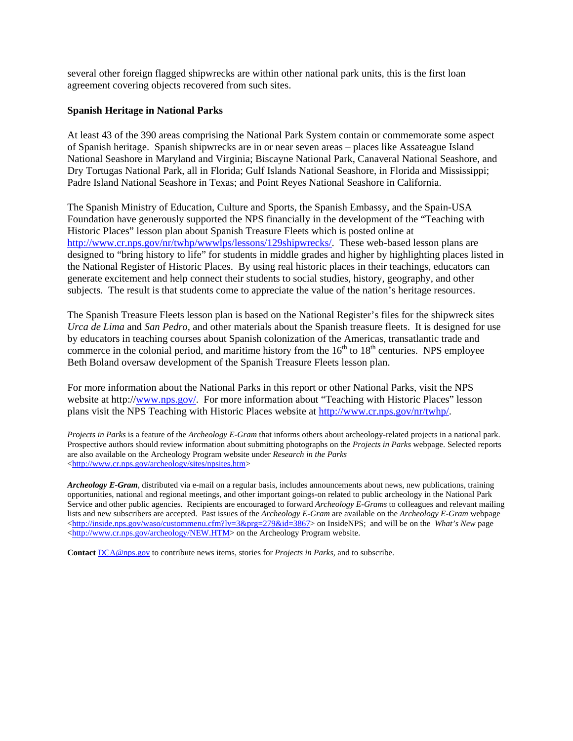several other foreign flagged shipwrecks are within other national park units, this is the first loan agreement covering objects recovered from such sites.

**Spanish Heritage in National Parks**

At least 43 of the 390 areas comprising the National Park System contain or commemorate some aspect of Spanish heritage. Spanish shipwrecks are in or near seven areas – places like Assateague Island National Seashore in Maryland and Virginia; Biscayne National Park, Canaveral National Seashore, and Dry Tortugas National Park, all in Florida; Gulf Islands National Seashore, in Florida and Mississippi; Padre Island National Seashore in Texas; and Point Reyes National Seashore in California.

The Spanish Ministry of Education, Culture and Sports, the Spanish Embassy, and the Spain-USA Foundation have generously supported the NPS financially in the development of the "Teaching with Historic Places" lesson plan about Spanish Treasure Fleets which is posted online at http://www.cr.nps.gov/nr/twhp/wwwlps/lessons/129shipwrecks/. These web-based lesson plans are designed to "bring history to life" for students in middle grades and higher by highlighting places listed in the National Register of Historic Places. By using real historic places in their teachings, educators can generate excitement and help connect their students to social studies, history, geography, and other subjects. The result is that students come to appreciate the value of the nation's heritage resources.

The Spanish Treasure Fleets lesson plan is based on the National Register's files for the shipwreck sites *Urca de Lima* and *San Pedro*, and other materials about the Spanish treasure fleets. It is designed for use by educators in teaching courses about Spanish colonization of the Americas, transatlantic trade and commerce in the colonial period, and maritime history from the 16th to 18th centuries. NPS employee Beth Boland oversaw development of the Spanish Treasure Fleets lesson plan.

For more information about the National Parks in this report or other National Parks, visit the NPS website at http://www.nps.gov/. For more information about "Teaching with Historic Places" lesson plans visit the NPS Teaching with Historic Places website at http://www.cr.nps.gov/nr/twhp/.

*Projects in Parks* is a feature of the *Archeology E-Gram* that informs others about archeology-related projects in a national park. Prospective authors should review information about submitting photographs on the *Projects in Parks* webpage. Selected reports are also available on the Archeology Program website under *Research in the Parks* <http://www.cr.nps.gov/archeology/sites/npsites.htm>

***Archeology E-Gram***, distributed via e-mail on a regular basis, includes announcements about news, new publications, training opportunities, national and regional meetings, and other important goings-on related to public archeology in the National Park Service and other public agencies. Recipients are encouraged to forward *Archeology E-Grams* to colleagues and relevant mailing lists and new subscribers are accepted. Past issues of the *Archeology E-Gram* are available on the *Archeology E-Gram* webpage <http://inside.nps.gov/waso/custommenu.cfm?lv=3&prg=279&id=3867> on InsideNPS; and will be on the *What's New* page <http://www.cr.nps.gov/archeology/NEW.HTM> on the Archeology Program website.

**Contact** DCA@nps.gov to contribute news items, stories for *Projects in Parks*, and to subscribe.